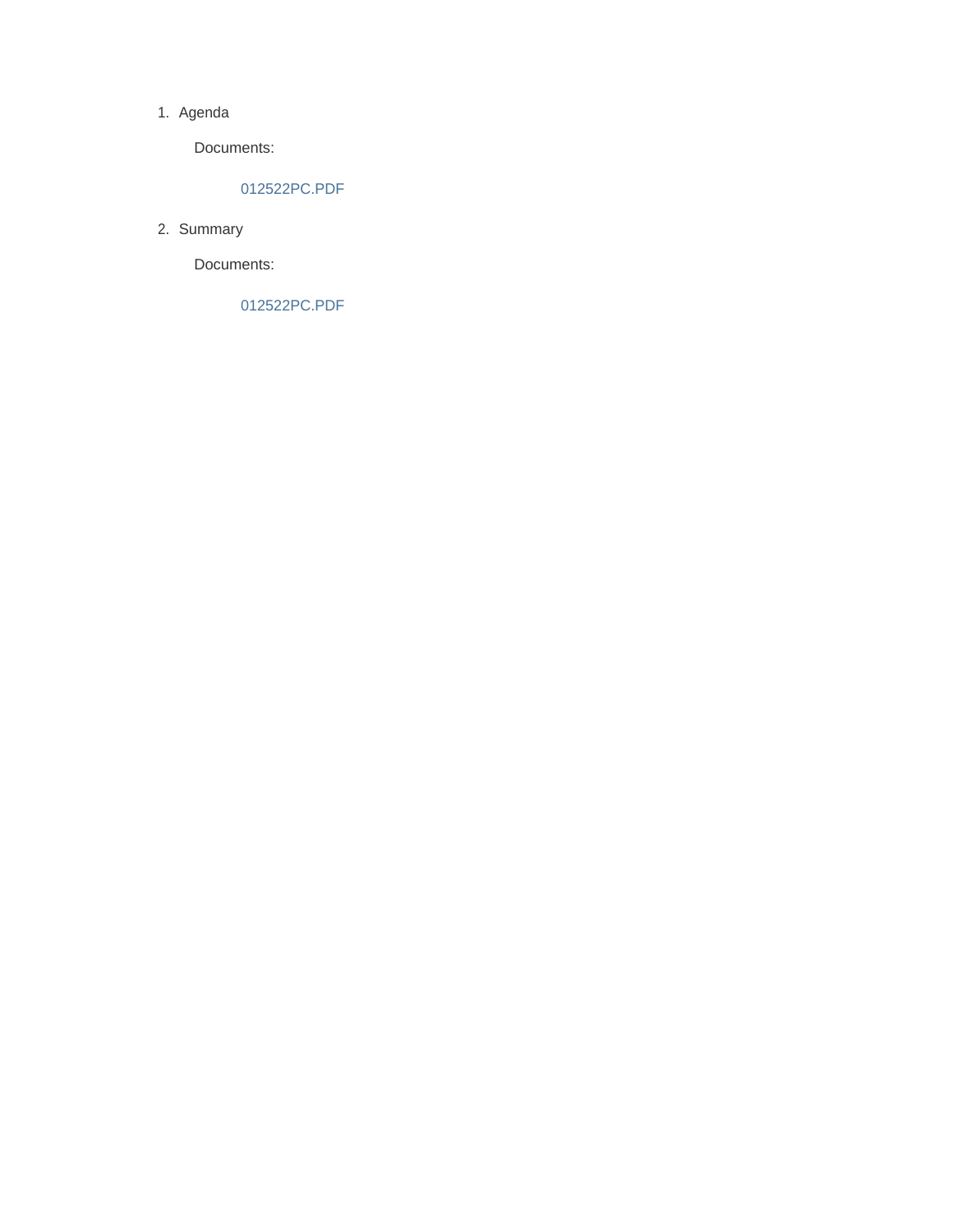1. Agenda

   Documents:

   012522PC.PDF

2. Summary

   Documents:

   012522PC.PDF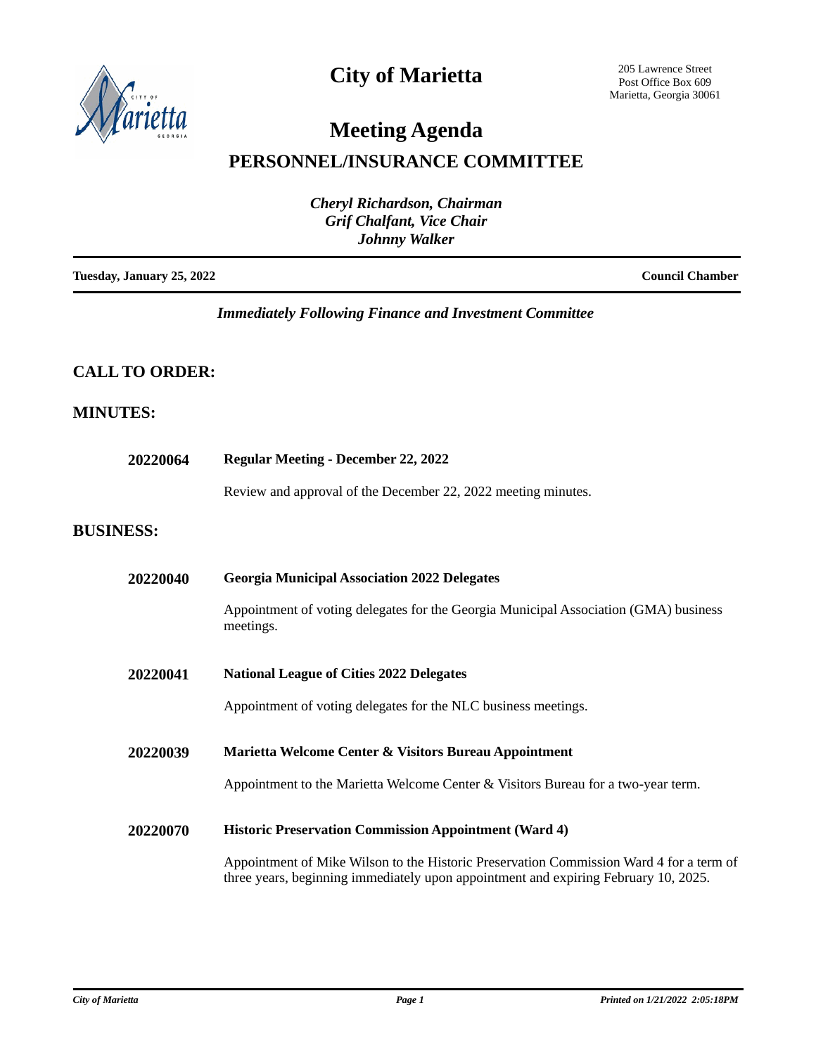# City of Marietta

205 Lawrence Street
Post Office Box 609
Marietta, Georgia 30061

# Meeting Agenda

## PERSONNEL/INSURANCE COMMITTEE

*Cheryl Richardson, Chairman*
*Grif Chalfant, Vice Chair*
*Johnny Walker*

**Tuesday, January 25, 2022** **Council Chamber**

*Immediately Following Finance and Investment Committee*

## CALL TO ORDER:

## MINUTES:

**20220064** **Regular Meeting - December 22, 2022**

Review and approval of the December 22, 2022 meeting minutes.

## BUSINESS:

**20220040** **Georgia Municipal Association 2022 Delegates**

Appointment of voting delegates for the Georgia Municipal Association (GMA) business meetings.

**20220041** **National League of Cities 2022 Delegates**

Appointment of voting delegates for the NLC business meetings.

**20220039** **Marietta Welcome Center & Visitors Bureau Appointment**

Appointment to the Marietta Welcome Center & Visitors Bureau for a two-year term.

**20220070** **Historic Preservation Commission Appointment (Ward 4)**

Appointment of Mike Wilson to the Historic Preservation Commission Ward 4 for a term of three years, beginning immediately upon appointment and expiring February 10, 2025.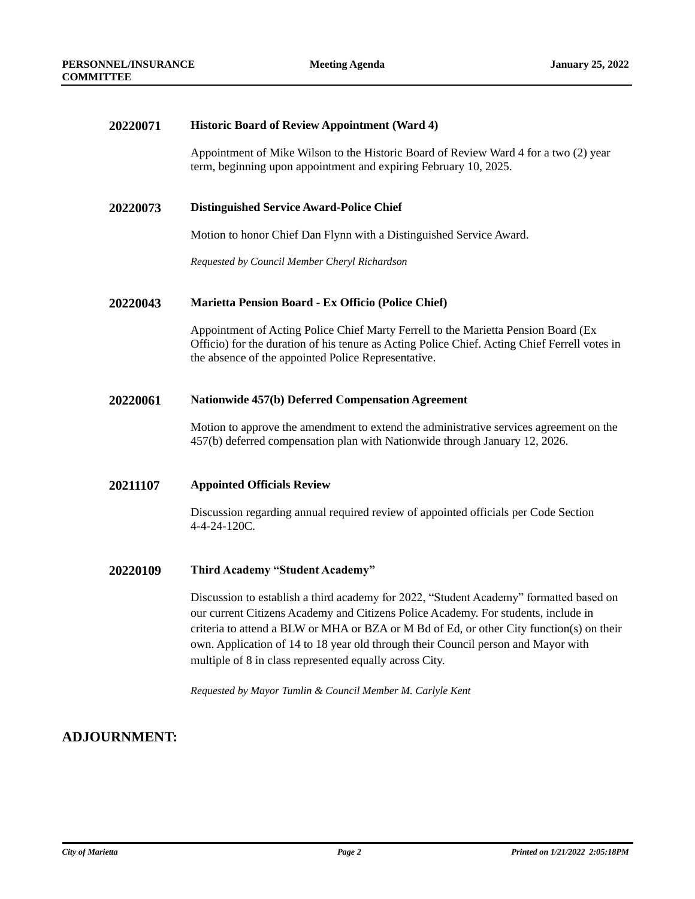**20220071 Historic Board of Review Appointment (Ward 4)**

Appointment of Mike Wilson to the Historic Board of Review Ward 4 for a two (2) year term, beginning upon appointment and expiring February 10, 2025.

**20220073 Distinguished Service Award-Police Chief**

Motion to honor Chief Dan Flynn with a Distinguished Service Award.

*Requested by Council Member Cheryl Richardson*

**20220043 Marietta Pension Board - Ex Officio (Police Chief)**

Appointment of Acting Police Chief Marty Ferrell to the Marietta Pension Board (Ex Officio) for the duration of his tenure as Acting Police Chief. Acting Chief Ferrell votes in the absence of the appointed Police Representative.

**20220061 Nationwide 457(b) Deferred Compensation Agreement**

Motion to approve the amendment to extend the administrative services agreement on the 457(b) deferred compensation plan with Nationwide through January 12, 2026.

**20211107 Appointed Officials Review**

Discussion regarding annual required review of appointed officials per Code Section 4-4-24-120C.

**20220109 Third Academy "Student Academy"**

Discussion to establish a third academy for 2022, "Student Academy" formatted based on our current Citizens Academy and Citizens Police Academy. For students, include in criteria to attend a BLW or MHA or BZA or M Bd of Ed, or other City function(s) on their own. Application of 14 to 18 year old through their Council person and Mayor with multiple of 8 in class represented equally across City.

*Requested by Mayor Tumlin & Council Member M. Carlyle Kent*

## ADJOURNMENT: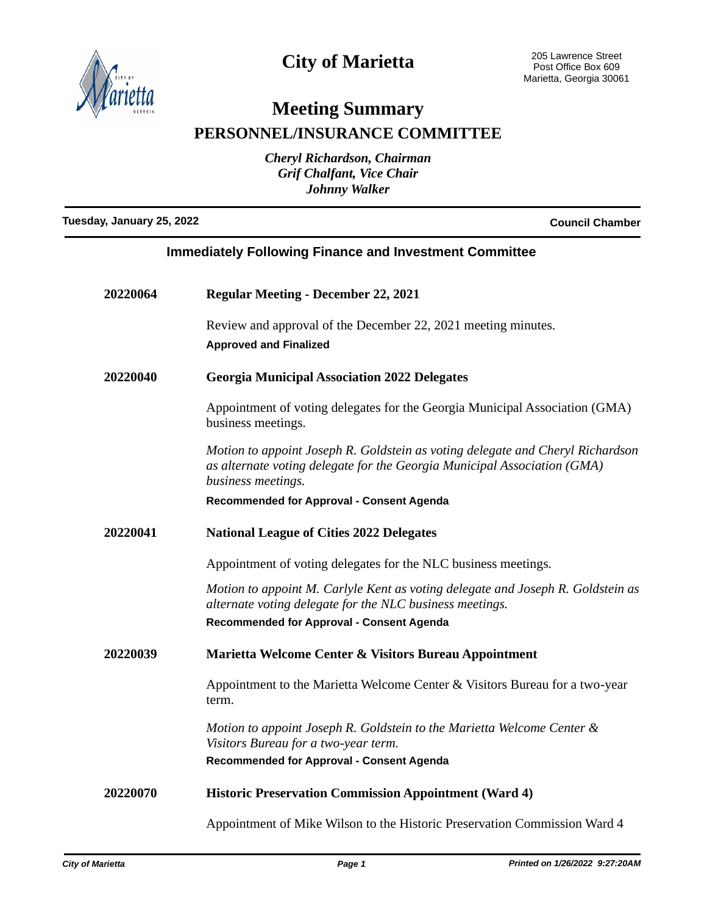# City of Marietta

205 Lawrence Street
Post Office Box 609
Marietta, Georgia 30061

## Meeting Summary

## PERSONNEL/INSURANCE COMMITTEE

*Cheryl Richardson, Chairman*
*Grif Chalfant, Vice Chair*
*Johnny Walker*

**Tuesday, January 25, 2022** — **Council Chamber**

### Immediately Following Finance and Investment Committee

**20220064** **Regular Meeting - December 22, 2021**

Review and approval of the December 22, 2021 meeting minutes.

**Approved and Finalized**

**20220040** **Georgia Municipal Association 2022 Delegates**

Appointment of voting delegates for the Georgia Municipal Association (GMA) business meetings.

*Motion to appoint Joseph R. Goldstein as voting delegate and Cheryl Richardson as alternate voting delegate for the Georgia Municipal Association (GMA) business meetings.*

**Recommended for Approval - Consent Agenda**

**20220041** **National League of Cities 2022 Delegates**

Appointment of voting delegates for the NLC business meetings.

*Motion to appoint M. Carlyle Kent as voting delegate and Joseph R. Goldstein as alternate voting delegate for the NLC business meetings.*

**Recommended for Approval - Consent Agenda**

**20220039** **Marietta Welcome Center & Visitors Bureau Appointment**

Appointment to the Marietta Welcome Center & Visitors Bureau for a two-year term.

*Motion to appoint Joseph R. Goldstein to the Marietta Welcome Center & Visitors Bureau for a two-year term.*

**Recommended for Approval - Consent Agenda**

**20220070** **Historic Preservation Commission Appointment (Ward 4)**

Appointment of Mike Wilson to the Historic Preservation Commission Ward 4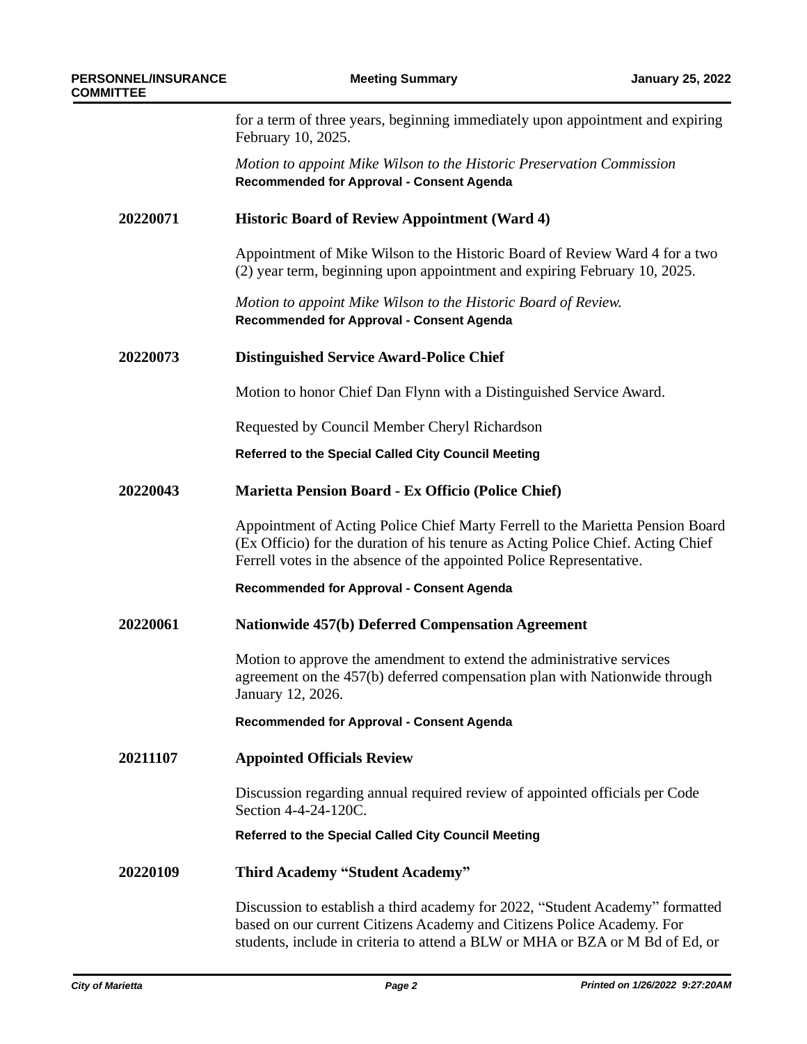for a term of three years, beginning immediately upon appointment and expiring February 10, 2025.

*Motion to appoint Mike Wilson to the Historic Preservation Commission*
**Recommended for Approval - Consent Agenda**

**20220071** **Historic Board of Review Appointment (Ward 4)**

Appointment of Mike Wilson to the Historic Board of Review Ward 4 for a two (2) year term, beginning upon appointment and expiring February 10, 2025.

*Motion to appoint Mike Wilson to the Historic Board of Review.*
**Recommended for Approval - Consent Agenda**

**20220073** **Distinguished Service Award-Police Chief**

Motion to honor Chief Dan Flynn with a Distinguished Service Award.

Requested by Council Member Cheryl Richardson

**Referred to the Special Called City Council Meeting**

**20220043** **Marietta Pension Board - Ex Officio (Police Chief)**

Appointment of Acting Police Chief Marty Ferrell to the Marietta Pension Board (Ex Officio) for the duration of his tenure as Acting Police Chief. Acting Chief Ferrell votes in the absence of the appointed Police Representative.

**Recommended for Approval - Consent Agenda**

**20220061** **Nationwide 457(b) Deferred Compensation Agreement**

Motion to approve the amendment to extend the administrative services agreement on the 457(b) deferred compensation plan with Nationwide through January 12, 2026.

**Recommended for Approval - Consent Agenda**

**20211107** **Appointed Officials Review**

Discussion regarding annual required review of appointed officials per Code Section 4-4-24-120C.

**Referred to the Special Called City Council Meeting**

**20220109** **Third Academy "Student Academy"**

Discussion to establish a third academy for 2022, "Student Academy" formatted based on our current Citizens Academy and Citizens Police Academy. For students, include in criteria to attend a BLW or MHA or BZA or M Bd of Ed, or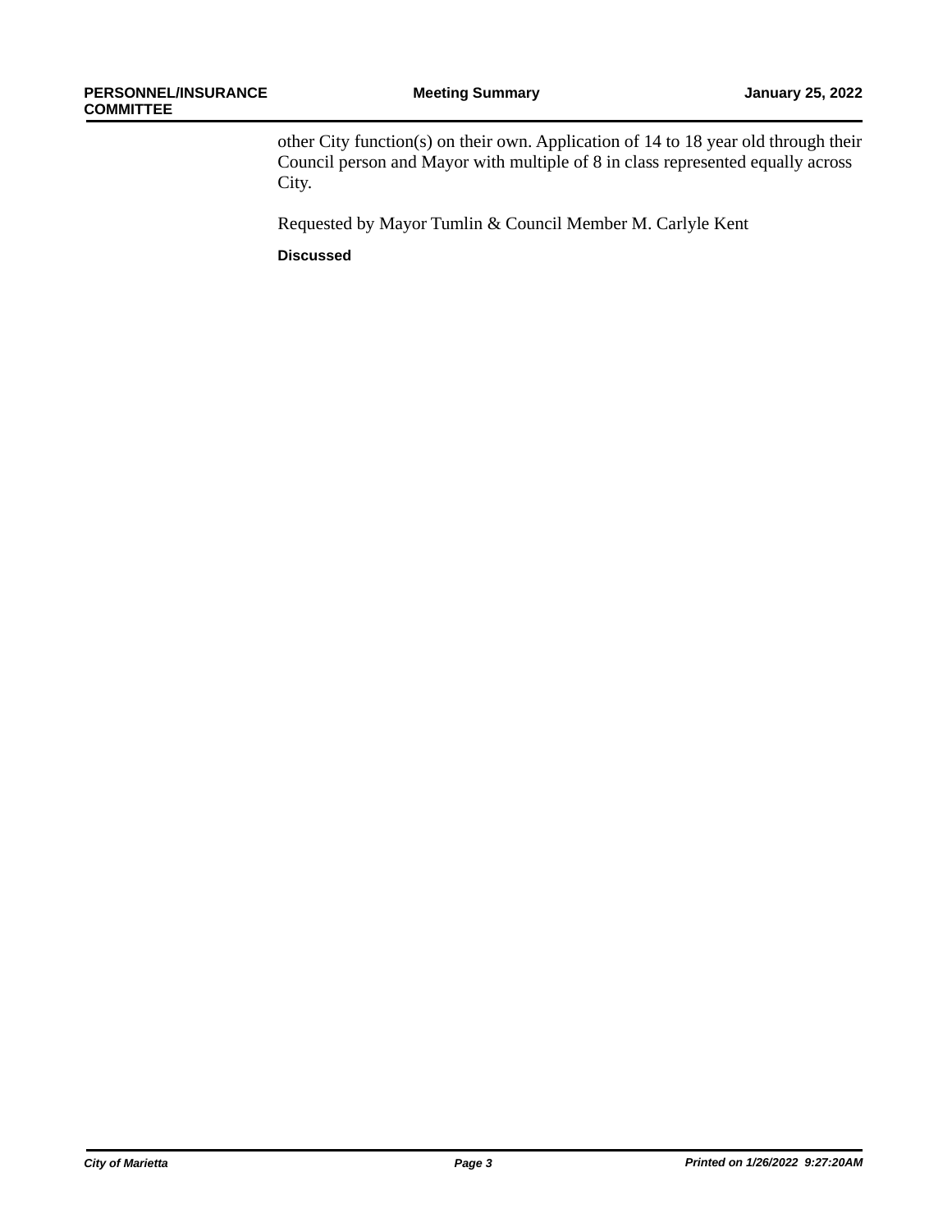other City function(s) on their own. Application of 14 to 18 year old through their Council person and Mayor with multiple of 8 in class represented equally across City.

Requested by Mayor Tumlin & Council Member M. Carlyle Kent

**Discussed**